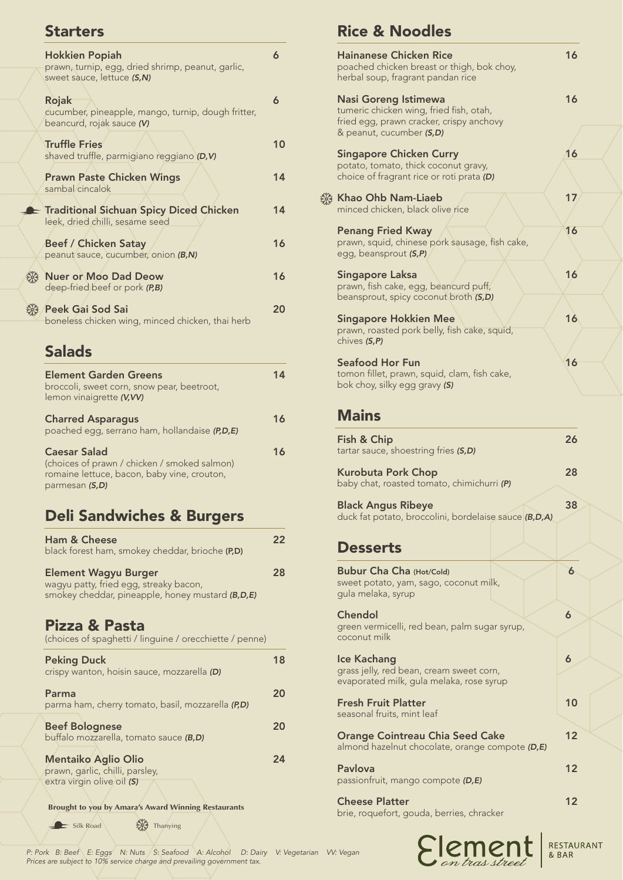## Starters

**Hokkien Popiah** 6
prawn, turnip, egg, dried shrimp, peanut, garlic, sweet sauce, lettuce *(S,N)*

**Rojak** 6
cucumber, pineapple, mango, turnip, dough fritter, beancurd, rojak sauce *(V)*

**Truffle Fries** 10
shaved truffle, parmigiano reggiano *(D,V)*

**Prawn Paste Chicken Wings** 14
sambal cincalok

**Traditional Sichuan Spicy Diced Chicken** 14
leek, dried chilli, sesame seed

**Beef / Chicken Satay** 16
peanut sauce, cucumber, onion *(B,N)*

**Nuer or Moo Dad Deow** 16
deep-fried beef or pork *(P,B)*

**Peek Gai Sod Sai** 20
boneless chicken wing, minced chicken, thai herb

## Salads

**Element Garden Greens** 14
broccoli, sweet corn, snow pear, beetroot, lemon vinaigrette *(V,VV)*

**Charred Asparagus** 16
poached egg, serrano ham, hollandaise *(P,D,E)*

**Caesar Salad** 16
(choices of prawn / chicken / smoked salmon) romaine lettuce, bacon, baby vine, crouton, parmesan *(S,D)*

## Deli Sandwiches & Burgers

**Ham & Cheese** 22
black forest ham, smokey cheddar, brioche **(P,D)**

**Element Wagyu Burger** 28
wagyu patty, fried egg, streaky bacon, smokey cheddar, pineapple, honey mustard *(B,D,E)*

## Pizza & Pasta

(choices of spaghetti / linguine / orecchiette / penne)

**Peking Duck** 18
crispy wanton, hoisin sauce, mozzarella *(D)*

**Parma** 20
parma ham, cherry tomato, basil, mozzarella *(P,D)*

**Beef Bolognese** 20
buffalo mozzarella, tomato sauce *(B,D)*

**Mentaiko Aglio Olio** 24
prawn, garlic, chilli, parsley, extra virgin olive oil *(S)*

**Brought to you by Amara's Award Winning Restaurants**

Silk Road    Thanying

## Rice & Noodles

**Hainanese Chicken Rice** 16
poached chicken breast or thigh, bok choy, herbal soup, fragrant pandan rice

**Nasi Goreng Istimewa** 16
tumeric chicken wing, fried fish, otah, fried egg, prawn cracker, crispy anchovy & peanut, cucumber *(S,D)*

**Singapore Chicken Curry** 16
potato, tomato, thick coconut gravy, choice of fragrant rice or roti prata *(D)*

**Khao Ohb Nam-Liaeb** 17
minced chicken, black olive rice

**Penang Fried Kway** 16
prawn, squid, chinese pork sausage, fish cake, egg, beansprout *(S,P)*

**Singapore Laksa** 16
prawn, fish cake, egg, beancurd puff, beansprout, spicy coconut broth *(S,D)*

**Singapore Hokkien Mee** 16
prawn, roasted pork belly, fish cake, squid, chives *(S,P)*

**Seafood Hor Fun** 16
tomon fillet, prawn, squid, clam, fish cake, bok choy, silky egg gravy *(S)*

## Mains

**Fish & Chip** 26
tartar sauce, shoestring fries *(S,D)*

**Kurobuta Pork Chop** 28
baby chat, roasted tomato, chimichurri *(P)*

**Black Angus Ribeye** 38
duck fat potato, broccolini, bordelaise sauce *(B,D,A)*

## Desserts

**Bubur Cha Cha** (Hot/Cold) 6
sweet potato, yam, sago, coconut milk, gula melaka, syrup

**Chendol** 6
green vermicelli, red bean, palm sugar syrup, coconut milk

**Ice Kachang** 6
grass jelly, red bean, cream sweet corn, evaporated milk, gula melaka, rose syrup

**Fresh Fruit Platter** 10
seasonal fruits, mint leaf

**Orange Cointreau Chia Seed Cake** 12
almond hazelnut chocolate, orange compote *(D,E)*

**Pavlova** 12
passionfruit, mango compote *(D,E)*

**Cheese Platter** 12
brie, roquefort, gouda, berries, chracker

*P: Pork B: Beef E: Eggs N: Nuts S: Seafood A: Alcohol D: Dairy V: Vegetarian VV: Vegan*
*Prices are subject to 10% service charge and prevailing government tax.*

Element on tras street | RESTAURANT & BAR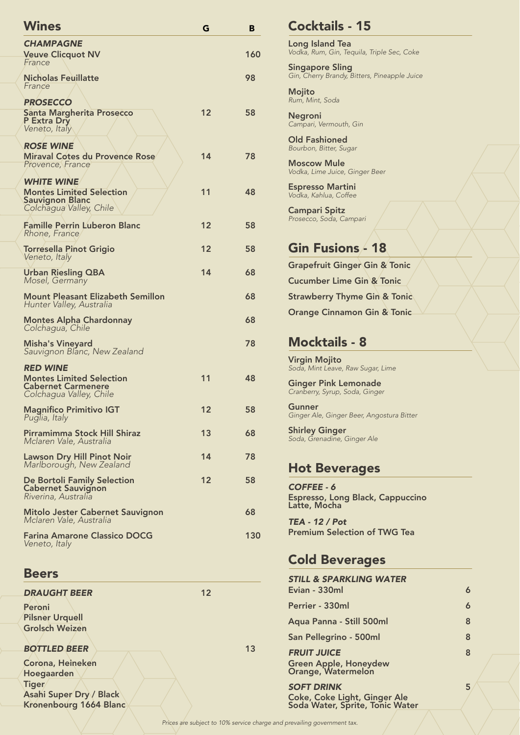## Wines

| Wines | G | B |
| --- | --- | --- |
| ***CHAMPAGNE*** | | |
| **Veuve Clicquot NV**<br>*France* | | 160 |
| **Nicholas Feuillatte**<br>*France* | | 98 |
| ***PROSECCO*** | | |
| **Santa Margherita Prosecco P Extra Dry**<br>*Veneto, Italy* | 12 | 58 |
| ***ROSE WINE*** | | |
| **Miraval Cotes du Provence Rose**<br>*Provence, France* | 14 | 78 |
| ***WHITE WINE*** | | |
| **Montes Limited Selection Sauvignon Blanc**<br>*Colchagua Valley, Chile* | 11 | 48 |
| **Famille Perrin Luberon Blanc**<br>*Rhone, France* | 12 | 58 |
| **Torresella Pinot Grigio**<br>*Veneto, Italy* | 12 | 58 |
| **Urban Riesling QBA**<br>*Mosel, Germany* | 14 | 68 |
| **Mount Pleasant Elizabeth Semillon**<br>*Hunter Valley, Australia* | | 68 |
| **Montes Alpha Chardonnay**<br>*Colchagua, Chile* | | 68 |
| **Misha's Vineyard**<br>*Sauvignon Blanc, New Zealand* | | 78 |
| ***RED WINE*** | | |
| **Montes Limited Selection Cabernet Carmenere**<br>*Colchagua Valley, Chile* | 11 | 48 |
| **Magnifico Primitivo IGT**<br>*Puglia, Italy* | 12 | 58 |
| **Pirramimma Stock Hill Shiraz**<br>*Mclaren Vale, Australia* | 13 | 68 |
| **Lawson Dry Hill Pinot Noir**<br>*Marlborough, New Zealand* | 14 | 78 |
| **De Bortoli Family Selection Cabernet Sauvignon**<br>*Riverina, Australia* | 12 | 58 |
| **Mitolo Jester Cabernet Sauvignon**<br>*Mclaren Vale, Australia* | | 68 |
| **Farina Amarone Classico DOCG**<br>*Veneto, Italy* | | 130 |

## Beers

***DRAUGHT BEER*** — 12

**Peroni**
**Pilsner Urquell**
**Grolsch Weizen**

***BOTTLED BEER*** — 13

**Corona, Heineken**
**Hoegaarden**
**Tiger**
**Asahi Super Dry / Black**
**Kronenbourg 1664 Blanc**

## Cocktails - 15

**Long Island Tea**
*Vodka, Rum, Gin, Tequila, Triple Sec, Coke*

**Singapore Sling**
*Gin, Cherry Brandy, Bitters, Pineapple Juice*

**Mojito**
*Rum, Mint, Soda*

**Negroni**
*Campari, Vermouth, Gin*

**Old Fashioned**
*Bourbon, Bitter, Sugar*

**Moscow Mule**
*Vodka, Lime Juice, Ginger Beer*

**Espresso Martini**
*Vodka, Kahlua, Coffee*

**Campari Spitz**
*Prosecco, Soda, Campari*

## Gin Fusions - 18

**Grapefruit Ginger Gin & Tonic**

**Cucumber Lime Gin & Tonic**

**Strawberry Thyme Gin & Tonic**

**Orange Cinnamon Gin & Tonic**

## Mocktails - 8

**Virgin Mojito**
*Soda, Mint Leave, Raw Sugar, Lime*

**Ginger Pink Lemonade**
*Cranberry, Syrup, Soda, Ginger*

**Gunner**
*Ginger Ale, Ginger Beer, Angostura Bitter*

**Shirley Ginger**
*Soda, Grenadine, Ginger Ale*

## Hot Beverages

***COFFEE - 6***
**Espresso, Long Black, Cappuccino Latte, Mocha**

***TEA - 12 / Pot***
**Premium Selection of TWG Tea**

## Cold Beverages

| | |
| --- | --- |
| ***STILL & SPARKLING WATER*** | |
| **Evian - 330ml** | 6 |
| **Perrier - 330ml** | 6 |
| **Aqua Panna - Still 500ml** | 8 |
| **San Pellegrino - 500ml** | 8 |
| ***FRUIT JUICE***<br>**Green Apple, Honeydew Orange, Watermelon** | 8 |
| ***SOFT DRINK***<br>**Coke, Coke Light, Ginger Ale Soda Water, Sprite, Tonic Water** | 5 |

*Prices are subject to 10% service charge and prevailing government tax.*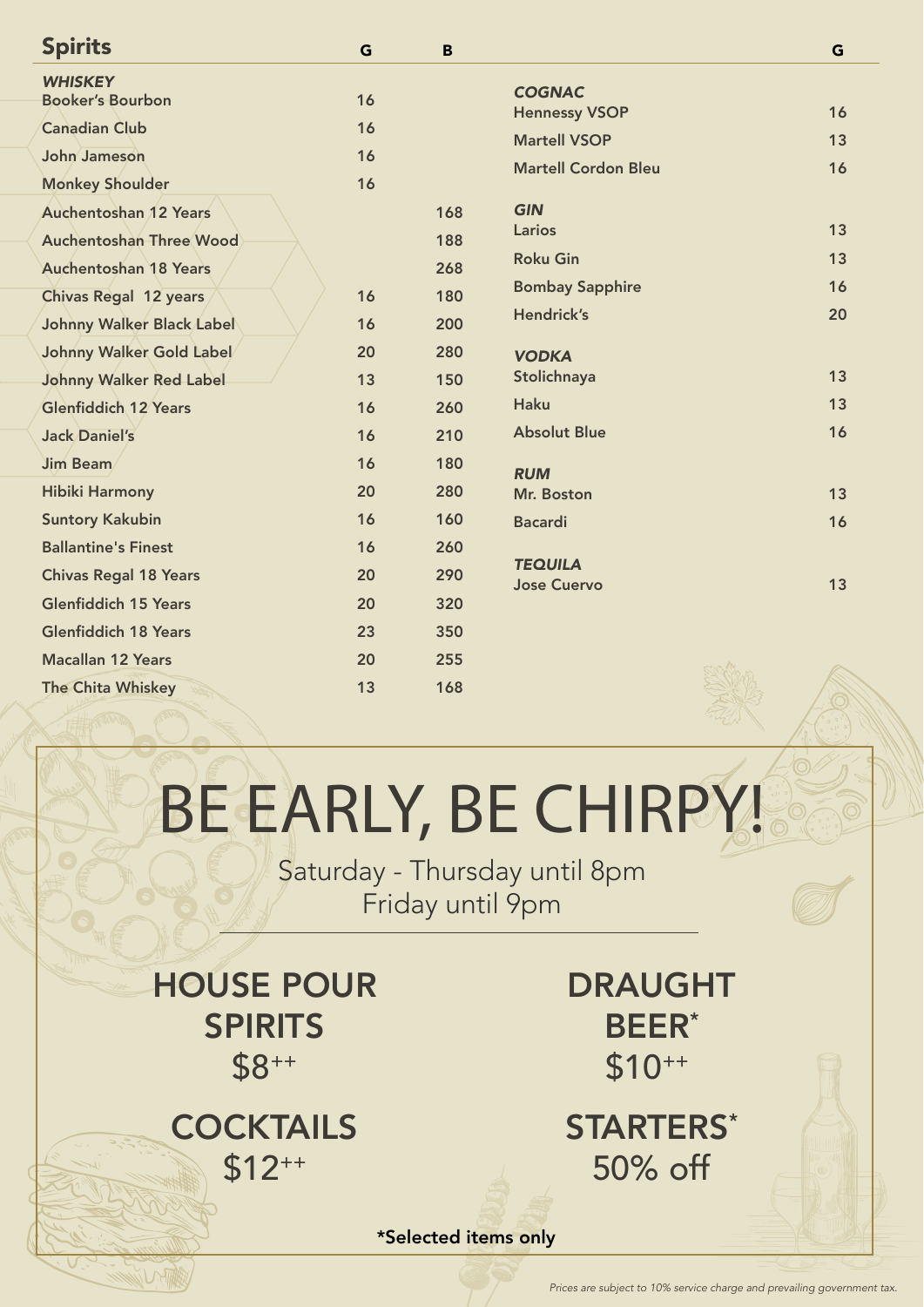## Spirits

| | G | B |
|---|---|---|
| ***WHISKEY*** | | |
| Booker's Bourbon | 16 | |
| Canadian Club | 16 | |
| John Jameson | 16 | |
| Monkey Shoulder | 16 | |
| Auchentoshan 12 Years | | 168 |
| Auchentoshan Three Wood | | 188 |
| Auchentoshan 18 Years | | 268 |
| Chivas Regal 12 years | 16 | 180 |
| Johnny Walker Black Label | 16 | 200 |
| Johnny Walker Gold Label | 20 | 280 |
| Johnny Walker Red Label | 13 | 150 |
| Glenfiddich 12 Years | 16 | 260 |
| Jack Daniel's | 16 | 210 |
| Jim Beam | 16 | 180 |
| Hibiki Harmony | 20 | 280 |
| Suntory Kakubin | 16 | 160 |
| Ballantine's Finest | 16 | 260 |
| Chivas Regal 18 Years | 20 | 290 |
| Glenfiddich 15 Years | 20 | 320 |
| Glenfiddich 18 Years | 23 | 350 |
| Macallan 12 Years | 20 | 255 |
| The Chita Whiskey | 13 | 168 |

| | G |
|---|---|
| ***COGNAC*** | |
| Hennessy VSOP | 16 |
| Martell VSOP | 13 |
| Martell Cordon Bleu | 16 |
| ***GIN*** | |
| Larios | 13 |
| Roku Gin | 13 |
| Bombay Sapphire | 16 |
| Hendrick's | 20 |
| ***VODKA*** | |
| Stolichnaya | 13 |
| Haku | 13 |
| Absolut Blue | 16 |
| ***RUM*** | |
| Mr. Boston | 13 |
| Bacardi | 16 |
| ***TEQUILA*** | |
| Jose Cuervo | 13 |

# BE EARLY, BE CHIRPY!

Saturday - Thursday until 8pm
Friday until 9pm

**HOUSE POUR SPIRITS**
$8^{++}$

**COCKTAILS**
$12^{++}$

**DRAUGHT BEER***
$10^{++}$

**STARTERS***
50% off

**\*Selected items only**

*Prices are subject to 10% service charge and prevailing government tax.*